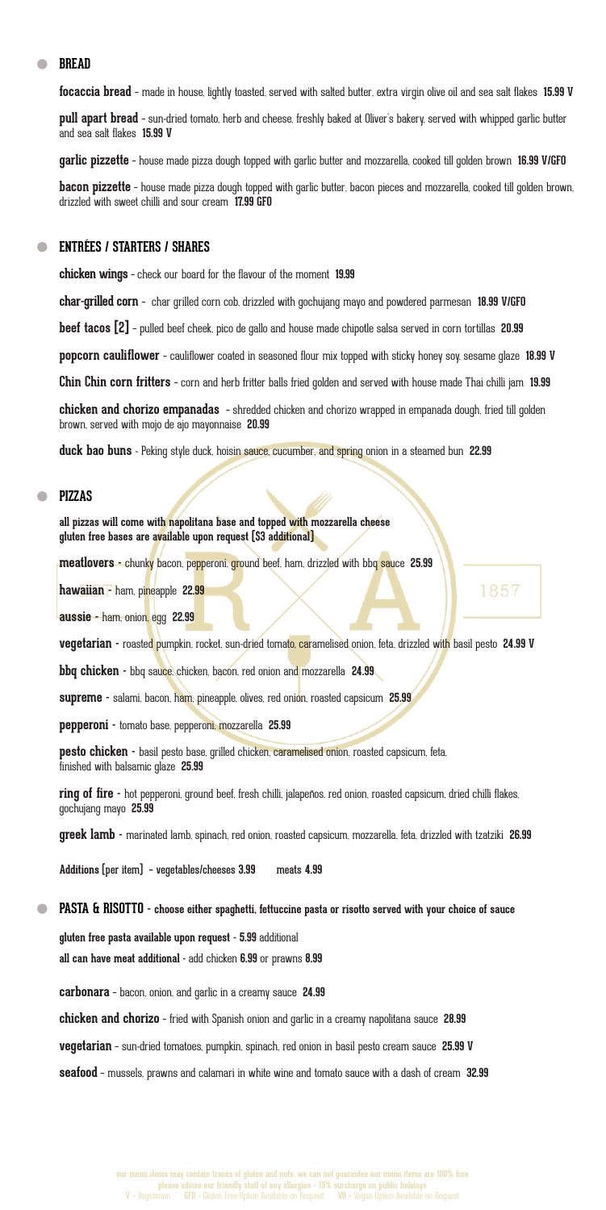## BREAD

**focaccia bread** - made in house, lightly toasted, served with salted butter, extra virgin olive oil and sea salt flakes **15.99 V**

**pull apart bread** - sun-dried tomato, herb and cheese, freshly baked at Oliver's bakery, served with whipped garlic butter and sea salt flakes **15.99 V**

**garlic pizzette** - house made pizza dough topped with garlic butter and mozzarella, cooked till golden brown **16.99 V/GFO**

**bacon pizzette** - house made pizza dough topped with garlic butter, bacon pieces and mozzarella, cooked till golden brown, drizzled with sweet chilli and sour cream **17.99 GFO**

## ENTRÉES / STARTERS / SHARES

**chicken wings** - check our board for the flavour of the moment **19.99**

**char-grilled corn** - char grilled corn cob, drizzled with gochujang mayo and powdered parmesan **18.99 V/GFO**

**beef tacos [2]** - pulled beef cheek, pico de gallo and house made chipotle salsa served in corn tortillas **20.99**

**popcorn cauliflower** - cauliflower coated in seasoned flour mix topped with sticky honey soy, sesame glaze **18.99 V**

**Chin Chin corn fritters** - corn and herb fritter balls fried golden and served with house made Thai chilli jam **19.99**

**chicken and chorizo empanadas** - shredded chicken and chorizo wrapped in empanada dough, fried till golden brown, served with mojo de ajo mayonnaise **20.99**

**duck bao buns** - Peking style duck, hoisin sauce, cucumber, and spring onion in a steamed bun **22.99**

## PIZZAS

**all pizzas will come with napolitana base and topped with mozzarella cheese**
**gluten free bases are available upon request [$3 additional]**

**meatlovers** - chunky bacon, pepperoni, ground beef, ham, drizzled with bbq sauce **25.99**

**hawaiian** - ham, pineapple **22.99**

**aussie** - ham, onion, egg **22.99**

**vegetarian** - roasted pumpkin, rocket, sun-dried tomato, caramelised onion, feta, drizzled with basil pesto **24.99 V**

**bbq chicken** - bbq sauce, chicken, bacon, red onion and mozzarella **24.99**

**supreme** - salami, bacon, ham, pineapple, olives, red onion, roasted capsicum **25.99**

**pepperoni** - tomato base, pepperoni, mozzarella **25.99**

**pesto chicken** - basil pesto base, grilled chicken, caramelised onion, roasted capsicum, feta, finished with balsamic glaze **25.99**

**ring of fire** - hot pepperoni, ground beef, fresh chilli, jalapeños, red onion, roasted capsicum, dried chilli flakes, gochujang mayo **25.99**

**greek lamb** - marinated lamb, spinach, red onion, roasted capsicum, mozzarella, feta, drizzled with tzatziki **26.99**

**Additions [per item]** - vegetables/cheeses **3.99** meats **4.99**

## PASTA & RISOTTO - choose either spaghetti, fettuccine pasta or risotto served with your choice of sauce

**gluten free pasta available upon request** - **5.99** additional
**all can have meat additional** - add chicken **6.99** or prawns **8.99**

**carbonara** - bacon, onion, and garlic in a creamy sauce **24.99**

**chicken and chorizo** - fried with Spanish onion and garlic in a creamy napolitana sauce **28.99**

**vegetarian** - sun-dried tomatoes, pumpkin, spinach, red onion in basil pesto cream sauce **25.99 V**

**seafood** - mussels, prawns and calamari in white wine and tomato sauce with a dash of cream **32.99**

our menu items may contain traces of gluten and nuts, we can not guarantee our menu items are 100% free
please advise our friendly staff of any allergies - 15% surcharge on public holidays
V - Vegetarian GFO - Gluten Free Option Available on Request VO - Vegan Option Available on Request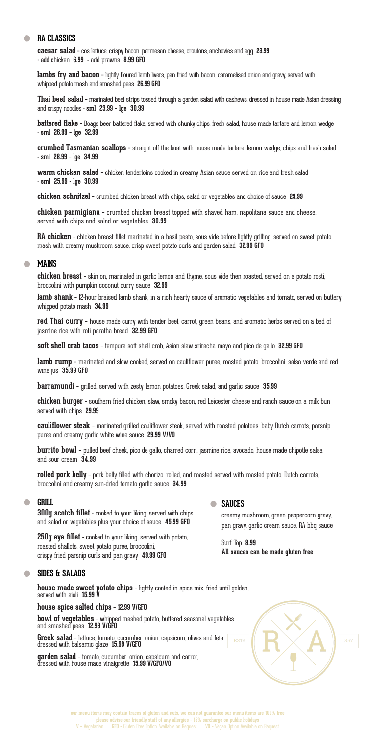## RA CLASSICS

**caesar salad** - cos lettuce, crispy bacon, parmesan cheese, croutons, anchovies and egg **23.99**
- add chicken **6.99** - add prawns **8.99 GFO**

**lambs fry and bacon** - lightly floured lamb livers, pan fried with bacon, caramelised onion and gravy, served with whipped potato mash and smashed peas **26.99 GFO**

**Thai beef salad** - marinated beef strips tossed through a garden salad with cashews, dressed in house made Asian dressing and crispy noodles - **sml 23.99 - lge 30.99**

**battered flake** - Boags beer battered flake, served with chunky chips, fresh salad, house made tartare and lemon wedge - **sml 26.99 - lge 32.99**

**crumbed Tasmanian scallops** - straight off the boat with house made tartare, lemon wedge, chips and fresh salad - sml **28.99** - lge **34.99**

**warm chicken salad** - chicken tenderloins cooked in creamy Asian sauce served on rice and fresh salad - **sml 25.99 - lge 30.99**

**chicken schnitzel** - crumbed chicken breast with chips, salad or vegetables and choice of sauce **29.99**

**chicken parmigiana** - crumbed chicken breast topped with shaved ham, napolitana sauce and cheese, served with chips and salad or vegetables **30.99**

**RA chicken** - chicken breast fillet marinated in a basil pesto, sous vide before lightly grilling, served on sweet potato mash with creamy mushroom sauce, crisp sweet potato curls and garden salad **32.99 GFO**

## MAINS

**chicken breast** - skin on, marinated in garlic lemon and thyme, sous vide then roasted, served on a potato rosti, broccolini with pumpkin coconut curry sauce **32.99**

**lamb shank** - 12-hour braised lamb shank, in a rich hearty sauce of aromatic vegetables and tomato, served on buttery whipped potato mash **34.99**

**red Thai curry** - house made curry with tender beef, carrot, green beans, and aromatic herbs served on a bed of jasmine rice with roti paratha bread **32.99 GFO**

**soft shell crab tacos** - tempura soft shell crab, Asian slaw sriracha mayo and pico de gallo **32.99 GFO**

**lamb rump** - marinated and slow cooked, served on cauliflower puree, roasted potato, broccolini, salsa verde and red wine jus **35.99 GFO**

**barramundi** - grilled, served with zesty lemon potatoes, Greek salad, and garlic sauce **35.99**

**chicken burger** - southern fried chicken, slaw, smoky bacon, red Leicester cheese and ranch sauce on a milk bun served with chips **29.99**

**cauliflower steak** - marinated grilled cauliflower steak, served with roasted potatoes, baby Dutch carrots, parsnip puree and creamy garlic white wine sauce **29.99 V/VO**

**burrito bowl** - pulled beef cheek, pico de gallo, charred corn, jasmine rice, avocado, house made chipotle salsa and sour cream **34.99**

**rolled pork belly** - pork belly filled with chorizo, rolled, and roasted served with roasted potato, Dutch carrots, broccolini and creamy sun-dried tomato garlic sauce **34.99**

## GRILL

**300g scotch fillet** - cooked to your liking, served with chips and salad or vegetables plus your choice of sauce **45.99 GFO**

**250g eye fillet** - cooked to your liking, served with potato, roasted shallots, sweet potato puree, broccolini, crispy fried parsnip curls and pan gravy **49.99 GFO**

## SAUCES

creamy mushroom, green peppercorn gravy, pan gravy, garlic cream sauce, RA bbq sauce

Surf Top **8.99**
**All sauces can be made gluten free**

## SIDES & SALADS

**house made sweet potato chips** - lightly coated in spice mix, fried until golden, served with aioli **15.99 V**

**house spice salted chips** - 12.99 V/GFO

**bowl of vegetables** - whipped mashed potato, buttered seasonal vegetables and smashed peas **12.99 V/GFO**

**Greek salad** - lettuce, tomato, cucumber, onion, capsicum, olives and feta, dressed with balsamic glaze **15.99 V/GFO**

**garden salad** - tomato, cucumber, onion, capsicum and carrot, dressed with house made vinaigrette **15.99 V/GFO/VO**

ESTD R A 1867

our menu items may contain traces of gluten and nuts, we can not guarantee our menu items are 100% free
please advise our friendly staff of any allergies - 15% surcharge on public holidays
V – Vegetarian GFO – Gluten Free Option Available on Request VO – Vegan Option Available on Request